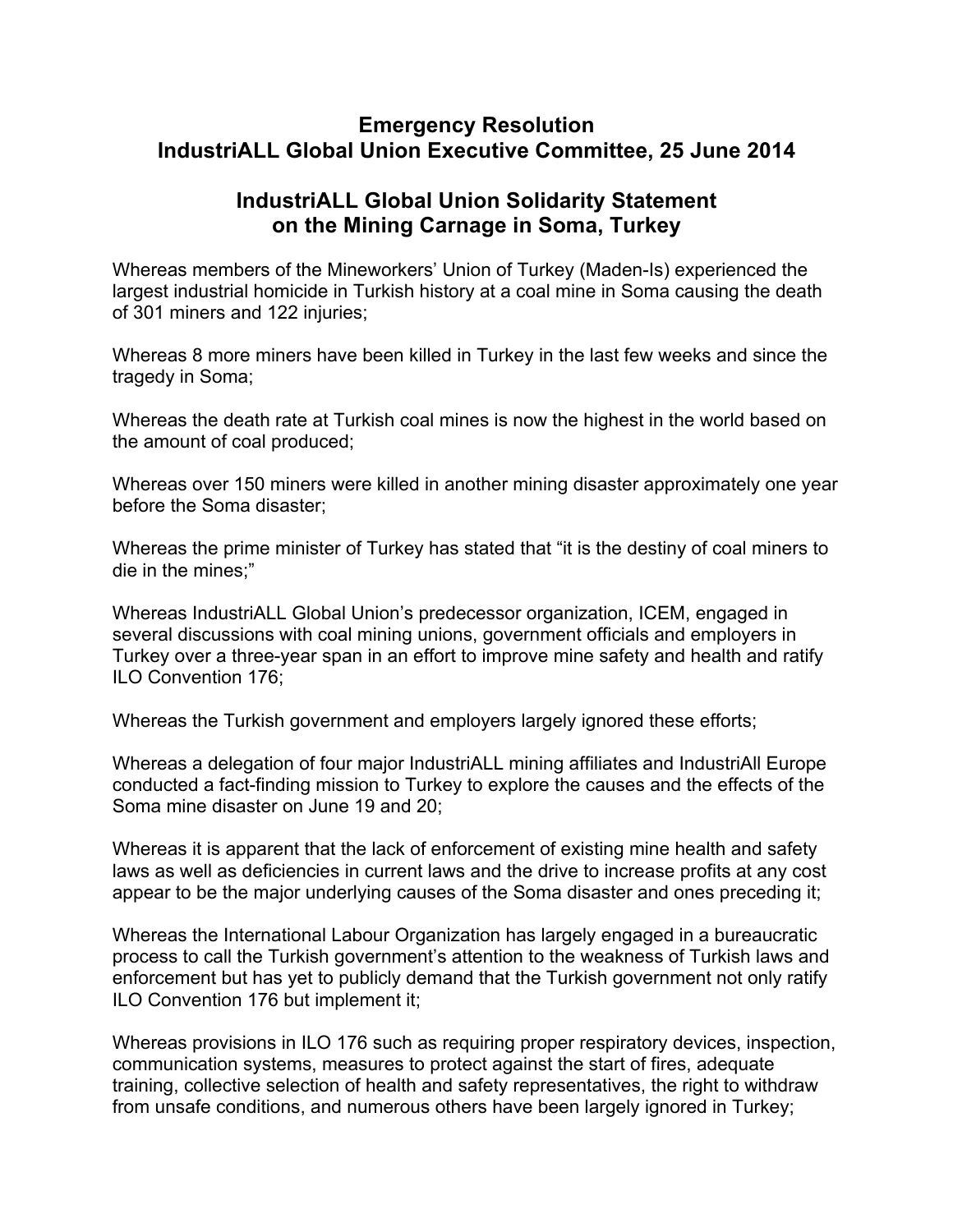# Emergency Resolution
# IndustriALL Global Union Executive Committee, 25 June 2014

## IndustriALL Global Union Solidarity Statement on the Mining Carnage in Soma, Turkey

Whereas members of the Mineworkers' Union of Turkey (Maden-Is) experienced the largest industrial homicide in Turkish history at a coal mine in Soma causing the death of 301 miners and 122 injuries;

Whereas 8 more miners have been killed in Turkey in the last few weeks and since the tragedy in Soma;

Whereas the death rate at Turkish coal mines is now the highest in the world based on the amount of coal produced;

Whereas over 150 miners were killed in another mining disaster approximately one year before the Soma disaster;

Whereas the prime minister of Turkey has stated that "it is the destiny of coal miners to die in the mines;"

Whereas IndustriALL Global Union's predecessor organization, ICEM, engaged in several discussions with coal mining unions, government officials and employers in Turkey over a three-year span in an effort to improve mine safety and health and ratify ILO Convention 176;

Whereas the Turkish government and employers largely ignored these efforts;

Whereas a delegation of four major IndustriALL mining affiliates and IndustriAll Europe conducted a fact-finding mission to Turkey to explore the causes and the effects of the Soma mine disaster on June 19 and 20;

Whereas it is apparent that the lack of enforcement of existing mine health and safety laws as well as deficiencies in current laws and the drive to increase profits at any cost appear to be the major underlying causes of the Soma disaster and ones preceding it;

Whereas the International Labour Organization has largely engaged in a bureaucratic process to call the Turkish government's attention to the weakness of Turkish laws and enforcement but has yet to publicly demand that the Turkish government not only ratify ILO Convention 176 but implement it;

Whereas provisions in ILO 176 such as requiring proper respiratory devices, inspection, communication systems, measures to protect against the start of fires, adequate training, collective selection of health and safety representatives, the right to withdraw from unsafe conditions, and numerous others have been largely ignored in Turkey;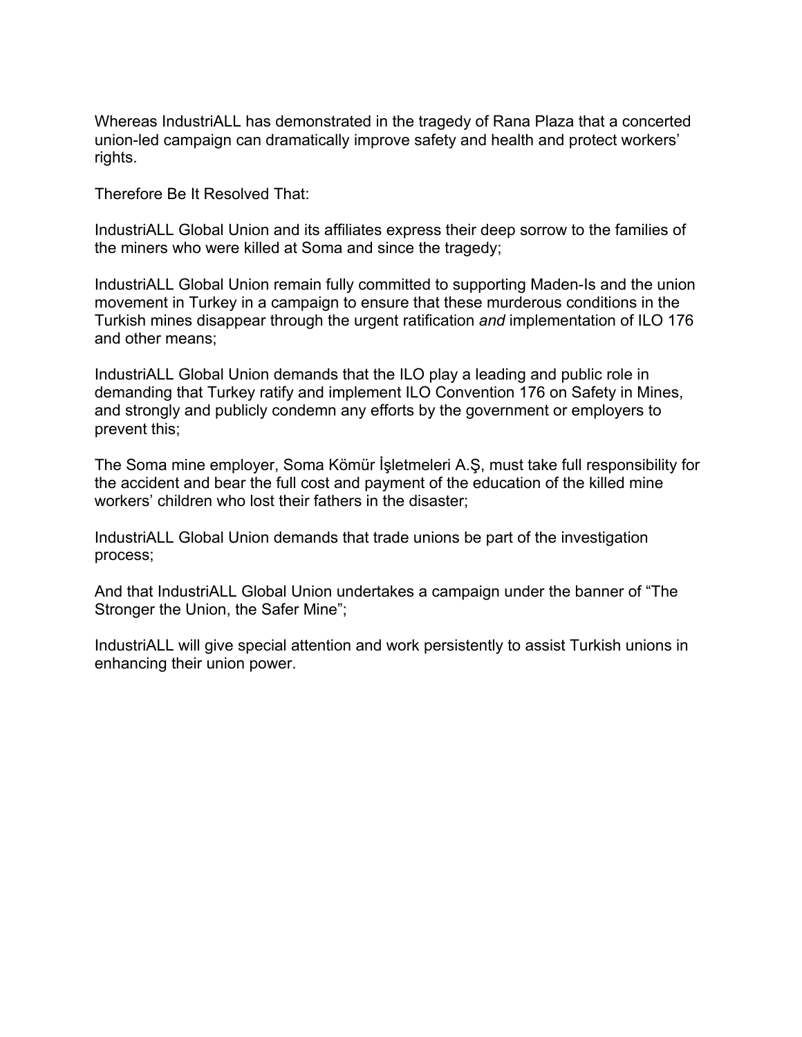Whereas IndustriALL has demonstrated in the tragedy of Rana Plaza that a concerted union-led campaign can dramatically improve safety and health and protect workers' rights.

Therefore Be It Resolved That:

IndustriALL Global Union and its affiliates express their deep sorrow to the families of the miners who were killed at Soma and since the tragedy;

IndustriALL Global Union remain fully committed to supporting Maden-Is and the union movement in Turkey in a campaign to ensure that these murderous conditions in the Turkish mines disappear through the urgent ratification *and* implementation of ILO 176 and other means;

IndustriALL Global Union demands that the ILO play a leading and public role in demanding that Turkey ratify and implement ILO Convention 176 on Safety in Mines, and strongly and publicly condemn any efforts by the government or employers to prevent this;

The Soma mine employer, Soma Kömür İşletmeleri A.Ş, must take full responsibility for the accident and bear the full cost and payment of the education of the killed mine workers' children who lost their fathers in the disaster;

IndustriALL Global Union demands that trade unions be part of the investigation process;

And that IndustriALL Global Union undertakes a campaign under the banner of "The Stronger the Union, the Safer Mine";

IndustriALL will give special attention and work persistently to assist Turkish unions in enhancing their union power.